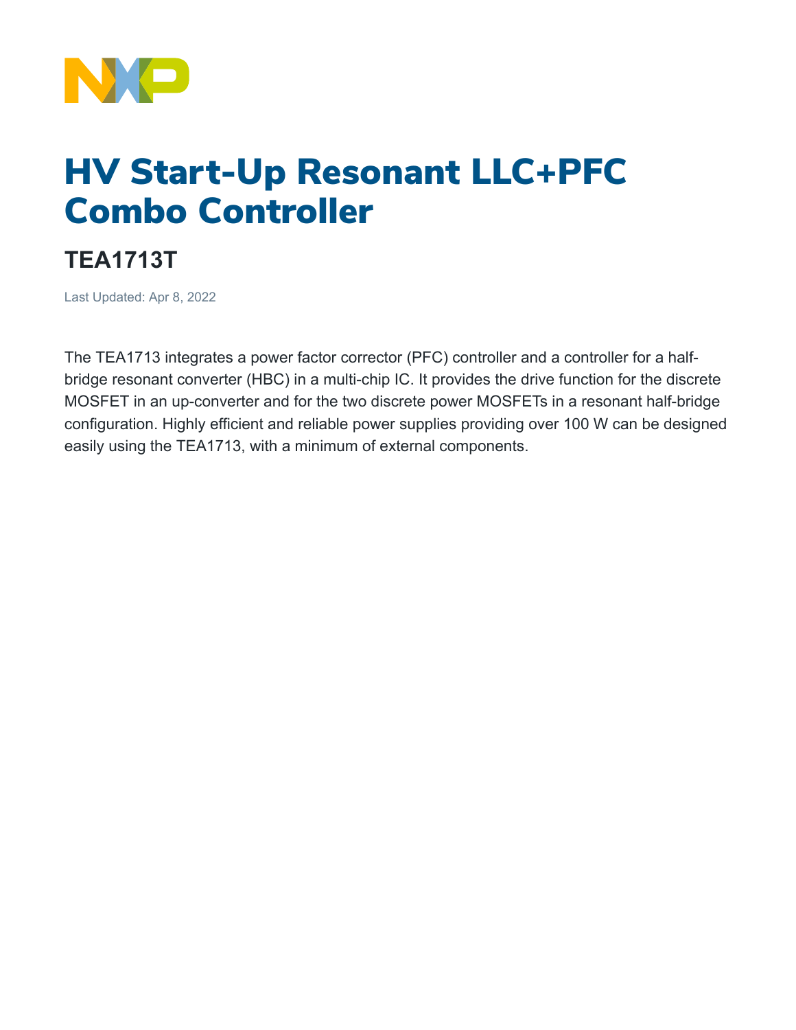# HV Start-Up Resonant LLC+PFC Combo Controller

## TEA1713T

Last Updated: Apr 8, 2022

The TEA1713 integrates a power factor corrector (PFC) controller and a controller for a half-bridge resonant converter (HBC) in a multi-chip IC. It provides the drive function for the discrete MOSFET in an up-converter and for the two discrete power MOSFETs in a resonant half-bridge configuration. Highly efficient and reliable power supplies providing over 100 W can be designed easily using the TEA1713, with a minimum of external components.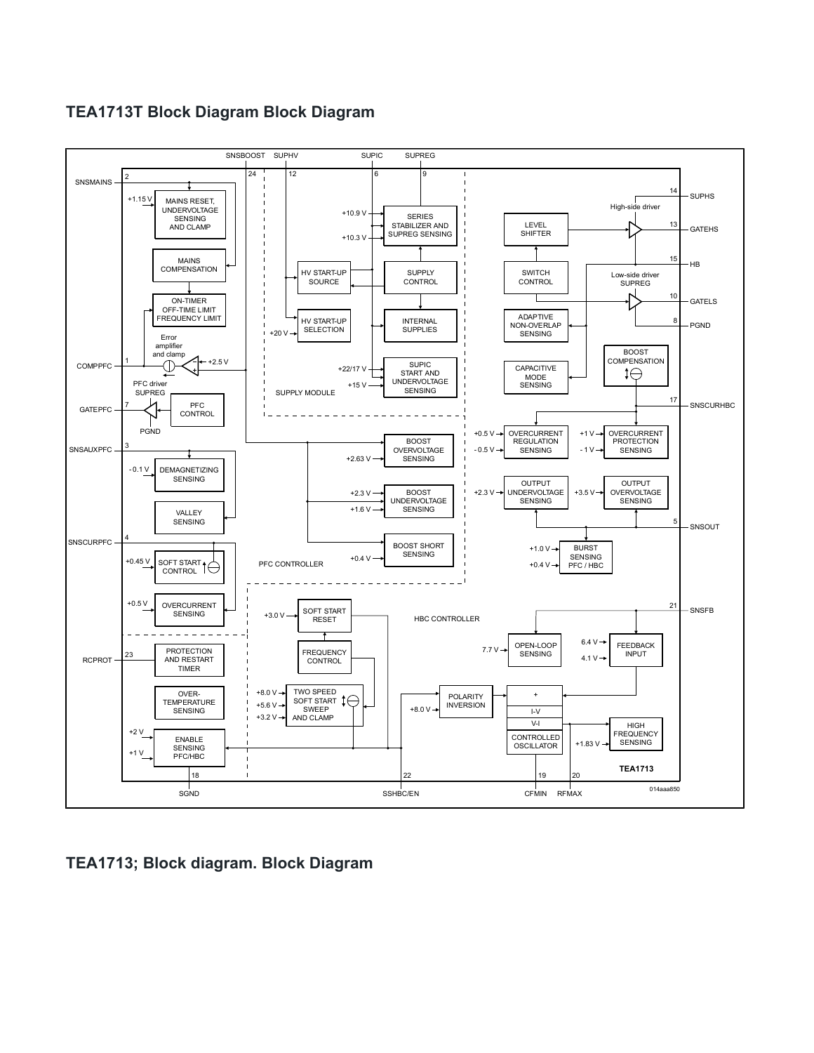## TEA1713T Block Diagram Block Diagram

## TEA1713; Block diagram. Block Diagram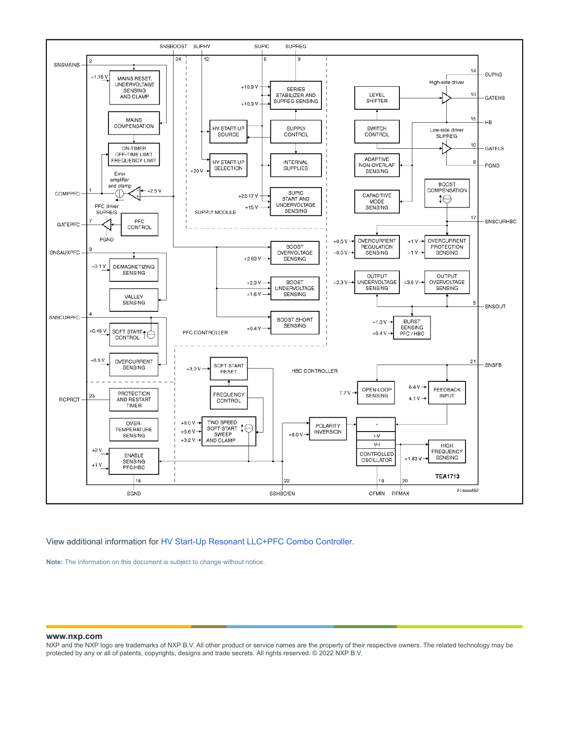SNSBOOST
SUPHV
SUPIC
SUPREG
SNSMAINS
2
24
12
6
9
+1.15 V
MAINS RESET, UNDERVOLTAGE SENSING AND CLAMP
+10.9 V
SERIES STABILIZER AND SUPREG SENSING
+10.3 V
MAINS COMPENSATION
HV START-UP SOURCE
SUPPLY CONTROL
ON-TIMER OFF-TIME LIMIT FREQUENCY LIMIT
HV START-UP SELECTION
INTERNAL SUPPLIES
+20 V
Error amplifier and clamp
COMPPFC
1
+2.5 V
+22/17 V
SUPIC START AND UNDERVOLTAGE SENSING
+15 V
PFC driver SUPREG
SUPPLY MODULE
GATEPFC
7
PFC CONTROL
PGND
SNSAUXPFC
3
BOOST OVERVOLTAGE SENSING
+2.63 V
−0.1 V
DEMAGNETIZING SENSING
+2.3 V
BOOST UNDERVOLTAGE SENSING
+1.6 V
VALLEY SENSING
SNSCURPFC
4
BOOST SHORT SENSING
+0.4 V
+0.45 V
SOFT START CONTROL
PFC CONTROLLER
+0.5 V
OVERCURRENT SENSING
+3.0 V
SOFT START RESET
HBC CONTROLLER
RCPROT
23
PROTECTION AND RESTART TIMER
FREQUENCY CONTROL
OVER-TEMPERATURE SENSING
+8.0 V
+5.6 V
+3.2 V
TWO SPEED SOFT START SWEEP AND CLAMP
+8.0 V
POLARITY INVERSION
+2 V
+1 V
ENABLE SENSING PFC/HBC
18
22
SGND
SSHBC/EN
High-side driver
14
SUPHS
LEVEL SHIFTER
13
GATEHS
15
HB
SWITCH CONTROL
Low-side driver SUPREG
10
GATELS
ADAPTIVE NON-OVERLAP SENSING
8
PGND
BOOST COMPENSATION
CAPACITIVE MODE SENSING
17
SNSCURHBC
+0.5 V
−0.5 V
OVERCURRENT REGULATION SENSING
+1 V
−1 V
OVERCURRENT PROTECTION SENSING
+2.3 V
OUTPUT UNDERVOLTAGE SENSING
+3.5 V
OUTPUT OVERVOLTAGE SENSING
5
SNSOUT
+1.0 V
+0.4 V
BURST SENSING PFC / HBC
21
SNSFB
7.7 V
OPEN-LOOP SENSING
6.4 V
4.1 V
FEEDBACK INPUT
+
I-V
V-I
CONTROLLED OSCILLATOR
+1.83 V
HIGH FREQUENCY SENSING
TEA1713
19
20
CFMIN
RFMAX
014aaa850

View additional information for HV Start-Up Resonant LLC+PFC Combo Controller.

**Note:** The information on this document is subject to change without notice.

**www.nxp.com**
NXP and the NXP logo are trademarks of NXP B.V. All other product or service names are the property of their respective owners. The related technology may be protected by any or all of patents, copyrights, designs and trade secrets. All rights reserved. © 2022 NXP B.V.